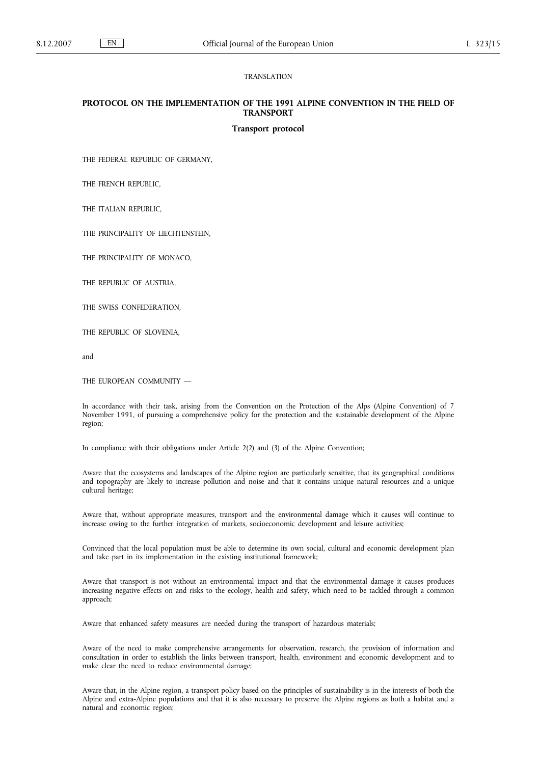TRANSLATION

# PROTOCOL ON THE IMPLEMENTATION OF THE 1991 ALPINE CONVENTION IN THE FIELD OF TRANSPORT

## Transport protocol

THE FEDERAL REPUBLIC OF GERMANY,

THE FRENCH REPUBLIC,

THE ITALIAN REPUBLIC,

THE PRINCIPALITY OF LIECHTENSTEIN,

THE PRINCIPALITY OF MONACO,

THE REPUBLIC OF AUSTRIA,

THE SWISS CONFEDERATION,

THE REPUBLIC OF SLOVENIA,

and

THE EUROPEAN COMMUNITY —

In accordance with their task, arising from the Convention on the Protection of the Alps (Alpine Convention) of 7 November 1991, of pursuing a comprehensive policy for the protection and the sustainable development of the Alpine region;

In compliance with their obligations under Article 2(2) and (3) of the Alpine Convention;

Aware that the ecosystems and landscapes of the Alpine region are particularly sensitive, that its geographical conditions and topography are likely to increase pollution and noise and that it contains unique natural resources and a unique cultural heritage;

Aware that, without appropriate measures, transport and the environmental damage which it causes will continue to increase owing to the further integration of markets, socioeconomic development and leisure activities;

Convinced that the local population must be able to determine its own social, cultural and economic development plan and take part in its implementation in the existing institutional framework;

Aware that transport is not without an environmental impact and that the environmental damage it causes produces increasing negative effects on and risks to the ecology, health and safety, which need to be tackled through a common approach;

Aware that enhanced safety measures are needed during the transport of hazardous materials;

Aware of the need to make comprehensive arrangements for observation, research, the provision of information and consultation in order to establish the links between transport, health, environment and economic development and to make clear the need to reduce environmental damage;

Aware that, in the Alpine region, a transport policy based on the principles of sustainability is in the interests of both the Alpine and extra-Alpine populations and that it is also necessary to preserve the Alpine regions as both a habitat and a natural and economic region;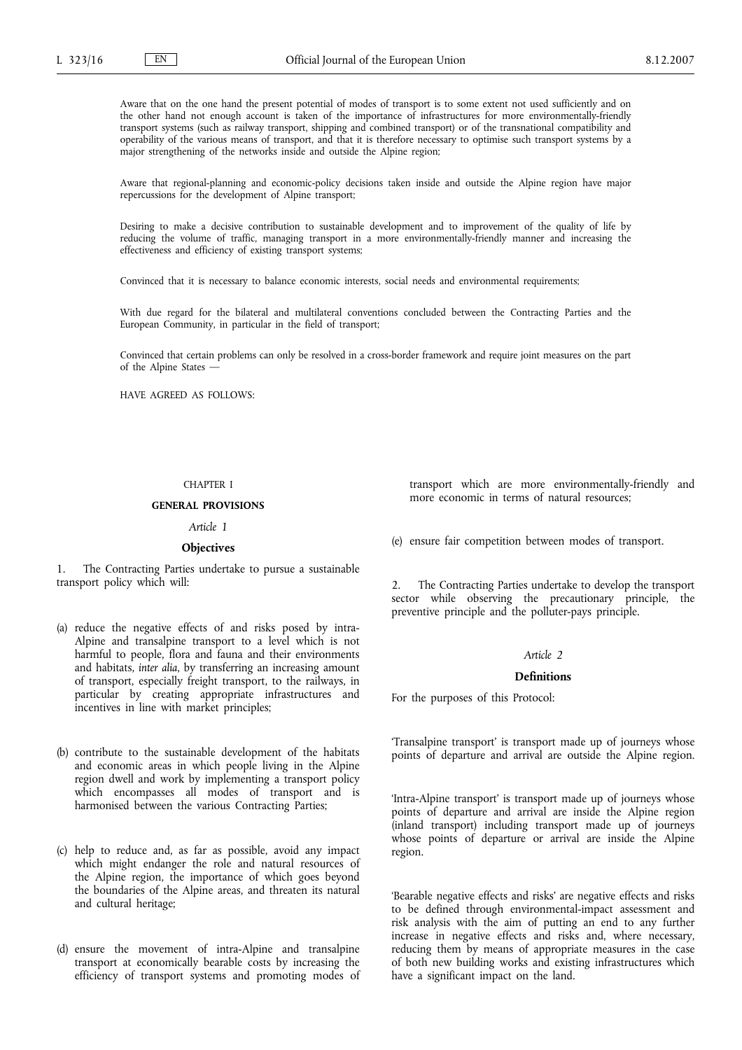Aware that on the one hand the present potential of modes of transport is to some extent not used sufficiently and on the other hand not enough account is taken of the importance of infrastructures for more environmentally-friendly transport systems (such as railway transport, shipping and combined transport) or of the transnational compatibility and operability of the various means of transport, and that it is therefore necessary to optimise such transport systems by a major strengthening of the networks inside and outside the Alpine region;

Aware that regional-planning and economic-policy decisions taken inside and outside the Alpine region have major repercussions for the development of Alpine transport;

Desiring to make a decisive contribution to sustainable development and to improvement of the quality of life by reducing the volume of traffic, managing transport in a more environmentally-friendly manner and increasing the effectiveness and efficiency of existing transport systems;

Convinced that it is necessary to balance economic interests, social needs and environmental requirements;

With due regard for the bilateral and multilateral conventions concluded between the Contracting Parties and the European Community, in particular in the field of transport;

Convinced that certain problems can only be resolved in a cross-border framework and require joint measures on the part of the Alpine States —

HAVE AGREED AS FOLLOWS:

CHAPTER I

**GENERAL PROVISIONS**

*Article 1*

**Objectives**

1. The Contracting Parties undertake to pursue a sustainable transport policy which will:

(a) reduce the negative effects of and risks posed by intra-Alpine and transalpine transport to a level which is not harmful to people, flora and fauna and their environments and habitats, *inter alia*, by transferring an increasing amount of transport, especially freight transport, to the railways, in particular by creating appropriate infrastructures and incentives in line with market principles;

(b) contribute to the sustainable development of the habitats and economic areas in which people living in the Alpine region dwell and work by implementing a transport policy which encompasses all modes of transport and is harmonised between the various Contracting Parties;

(c) help to reduce and, as far as possible, avoid any impact which might endanger the role and natural resources of the Alpine region, the importance of which goes beyond the boundaries of the Alpine areas, and threaten its natural and cultural heritage;

(d) ensure the movement of intra-Alpine and transalpine transport at economically bearable costs by increasing the efficiency of transport systems and promoting modes of transport which are more environmentally-friendly and more economic in terms of natural resources;

(e) ensure fair competition between modes of transport.

2. The Contracting Parties undertake to develop the transport sector while observing the precautionary principle, the preventive principle and the polluter-pays principle.

*Article 2*

**Definitions**

For the purposes of this Protocol:

'Transalpine transport' is transport made up of journeys whose points of departure and arrival are outside the Alpine region.

'Intra-Alpine transport' is transport made up of journeys whose points of departure and arrival are inside the Alpine region (inland transport) including transport made up of journeys whose points of departure or arrival are inside the Alpine region.

'Bearable negative effects and risks' are negative effects and risks to be defined through environmental-impact assessment and risk analysis with the aim of putting an end to any further increase in negative effects and risks and, where necessary, reducing them by means of appropriate measures in the case of both new building works and existing infrastructures which have a significant impact on the land.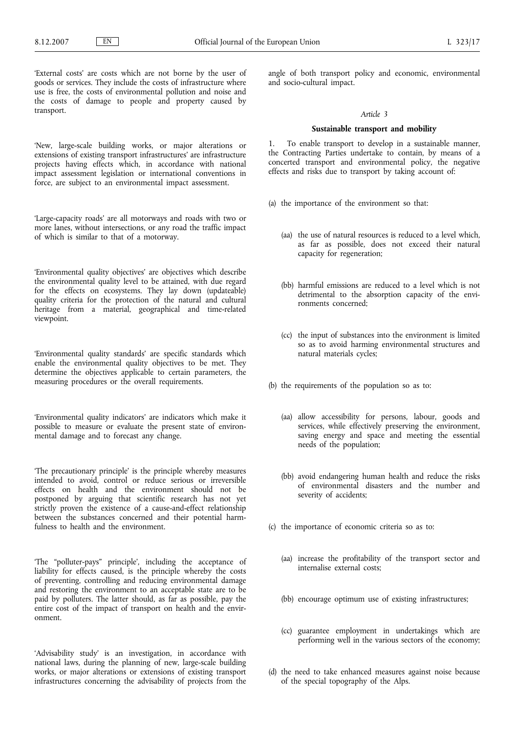'External costs' are costs which are not borne by the user of goods or services. They include the costs of infrastructure where use is free, the costs of environmental pollution and noise and the costs of damage to people and property caused by transport.

'New, large-scale building works, or major alterations or extensions of existing transport infrastructures' are infrastructure projects having effects which, in accordance with national impact assessment legislation or international conventions in force, are subject to an environmental impact assessment.

'Large-capacity roads' are all motorways and roads with two or more lanes, without intersections, or any road the traffic impact of which is similar to that of a motorway.

'Environmental quality objectives' are objectives which describe the environmental quality level to be attained, with due regard for the effects on ecosystems. They lay down (updateable) quality criteria for the protection of the natural and cultural heritage from a material, geographical and time-related viewpoint.

'Environmental quality standards' are specific standards which enable the environmental quality objectives to be met. They determine the objectives applicable to certain parameters, the measuring procedures or the overall requirements.

'Environmental quality indicators' are indicators which make it possible to measure or evaluate the present state of environmental damage and to forecast any change.

'The precautionary principle' is the principle whereby measures intended to avoid, control or reduce serious or irreversible effects on health and the environment should not be postponed by arguing that scientific research has not yet strictly proven the existence of a cause-and-effect relationship between the substances concerned and their potential harmfulness to health and the environment.

'The "polluter-pays" principle', including the acceptance of liability for effects caused, is the principle whereby the costs of preventing, controlling and reducing environmental damage and restoring the environment to an acceptable state are to be paid by polluters. The latter should, as far as possible, pay the entire cost of the impact of transport on health and the environment.

'Advisability study' is an investigation, in accordance with national laws, during the planning of new, large-scale building works, or major alterations or extensions of existing transport infrastructures concerning the advisability of projects from the angle of both transport policy and economic, environmental and socio-cultural impact.

*Article 3*

**Sustainable transport and mobility**

1. To enable transport to develop in a sustainable manner, the Contracting Parties undertake to contain, by means of a concerted transport and environmental policy, the negative effects and risks due to transport by taking account of:

(a) the importance of the environment so that:

 (aa) the use of natural resources is reduced to a level which, as far as possible, does not exceed their natural capacity for regeneration;

 (bb) harmful emissions are reduced to a level which is not detrimental to the absorption capacity of the environments concerned;

 (cc) the input of substances into the environment is limited so as to avoid harming environmental structures and natural materials cycles;

(b) the requirements of the population so as to:

 (aa) allow accessibility for persons, labour, goods and services, while effectively preserving the environment, saving energy and space and meeting the essential needs of the population;

 (bb) avoid endangering human health and reduce the risks of environmental disasters and the number and severity of accidents;

(c) the importance of economic criteria so as to:

 (aa) increase the profitability of the transport sector and internalise external costs;

 (bb) encourage optimum use of existing infrastructures;

 (cc) guarantee employment in undertakings which are performing well in the various sectors of the economy;

(d) the need to take enhanced measures against noise because of the special topography of the Alps.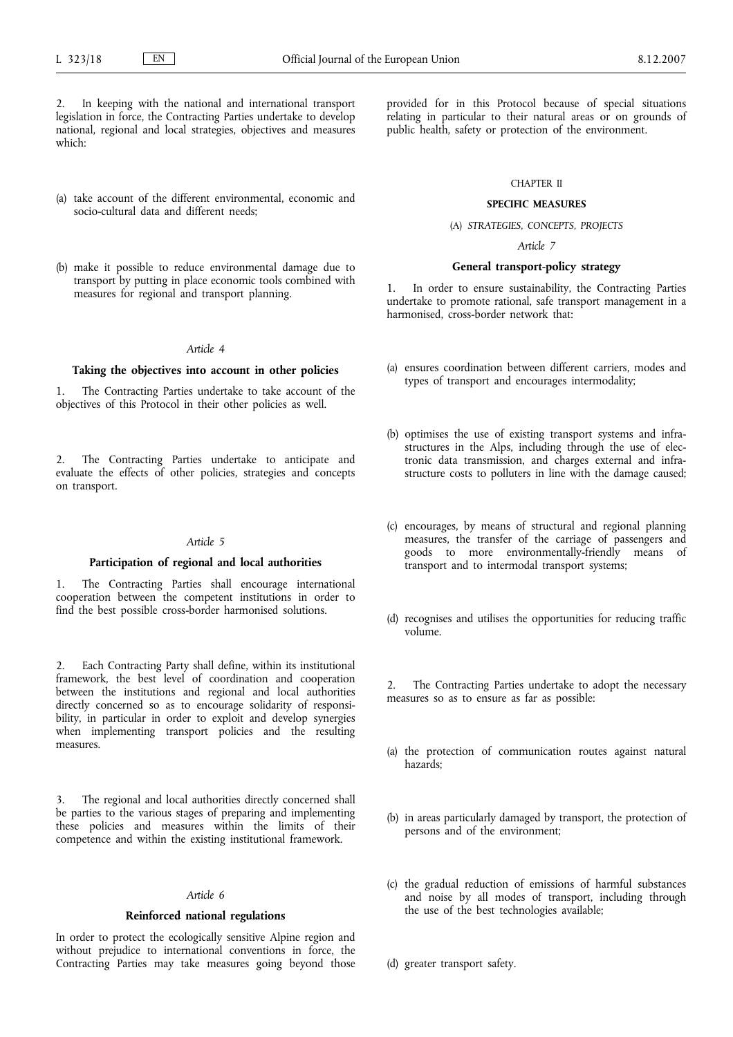2. In keeping with the national and international transport legislation in force, the Contracting Parties undertake to develop national, regional and local strategies, objectives and measures which:

(a) take account of the different environmental, economic and socio-cultural data and different needs;

(b) make it possible to reduce environmental damage due to transport by putting in place economic tools combined with measures for regional and transport planning.

*Article 4*

**Taking the objectives into account in other policies**

1. The Contracting Parties undertake to take account of the objectives of this Protocol in their other policies as well.

2. The Contracting Parties undertake to anticipate and evaluate the effects of other policies, strategies and concepts on transport.

*Article 5*

**Participation of regional and local authorities**

1. The Contracting Parties shall encourage international cooperation between the competent institutions in order to find the best possible cross-border harmonised solutions.

2. Each Contracting Party shall define, within its institutional framework, the best level of coordination and cooperation between the institutions and regional and local authorities directly concerned so as to encourage solidarity of responsibility, in particular in order to exploit and develop synergies when implementing transport policies and the resulting measures.

3. The regional and local authorities directly concerned shall be parties to the various stages of preparing and implementing these policies and measures within the limits of their competence and within the existing institutional framework.

*Article 6*

**Reinforced national regulations**

In order to protect the ecologically sensitive Alpine region and without prejudice to international conventions in force, the Contracting Parties may take measures going beyond those provided for in this Protocol because of special situations relating in particular to their natural areas or on grounds of public health, safety or protection of the environment.

CHAPTER II

**SPECIFIC MEASURES**

(A) *STRATEGIES, CONCEPTS, PROJECTS*

*Article 7*

**General transport-policy strategy**

1. In order to ensure sustainability, the Contracting Parties undertake to promote rational, safe transport management in a harmonised, cross-border network that:

(a) ensures coordination between different carriers, modes and types of transport and encourages intermodality;

(b) optimises the use of existing transport systems and infrastructures in the Alps, including through the use of electronic data transmission, and charges external and infrastructure costs to polluters in line with the damage caused;

(c) encourages, by means of structural and regional planning measures, the transfer of the carriage of passengers and goods to more environmentally-friendly means of transport and to intermodal transport systems;

(d) recognises and utilises the opportunities for reducing traffic volume.

2. The Contracting Parties undertake to adopt the necessary measures so as to ensure as far as possible:

(a) the protection of communication routes against natural hazards;

(b) in areas particularly damaged by transport, the protection of persons and of the environment;

(c) the gradual reduction of emissions of harmful substances and noise by all modes of transport, including through the use of the best technologies available;

(d) greater transport safety.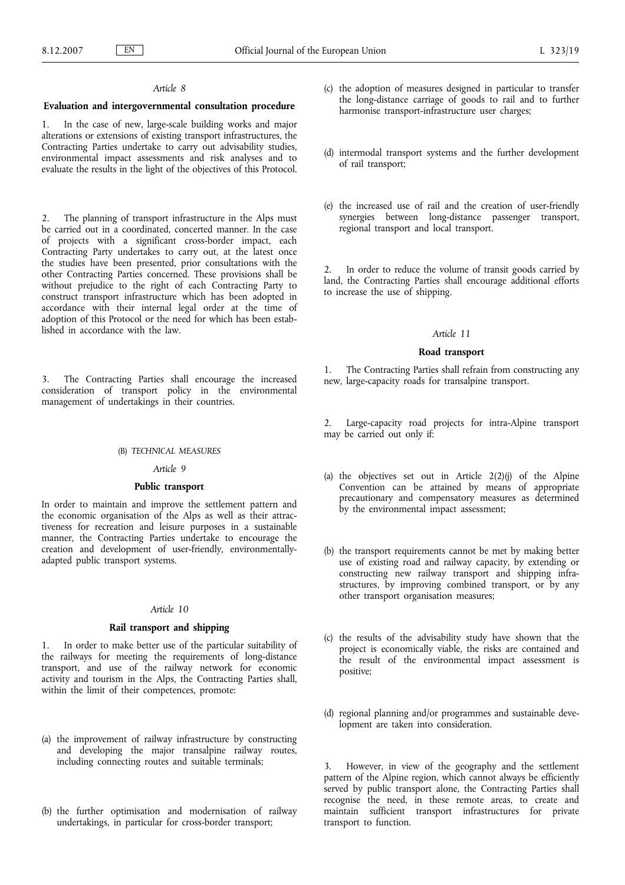*Article 8*

**Evaluation and intergovernmental consultation procedure**

1. In the case of new, large-scale building works and major alterations or extensions of existing transport infrastructures, the Contracting Parties undertake to carry out advisability studies, environmental impact assessments and risk analyses and to evaluate the results in the light of the objectives of this Protocol.

2. The planning of transport infrastructure in the Alps must be carried out in a coordinated, concerted manner. In the case of projects with a significant cross-border impact, each Contracting Party undertakes to carry out, at the latest once the studies have been presented, prior consultations with the other Contracting Parties concerned. These provisions shall be without prejudice to the right of each Contracting Party to construct transport infrastructure which has been adopted in accordance with their internal legal order at the time of adoption of this Protocol or the need for which has been established in accordance with the law.

3. The Contracting Parties shall encourage the increased consideration of transport policy in the environmental management of undertakings in their countries.

(B) *TECHNICAL MEASURES*

*Article 9*

**Public transport**

In order to maintain and improve the settlement pattern and the economic organisation of the Alps as well as their attractiveness for recreation and leisure purposes in a sustainable manner, the Contracting Parties undertake to encourage the creation and development of user-friendly, environmentally-adapted public transport systems.

*Article 10*

**Rail transport and shipping**

1. In order to make better use of the particular suitability of the railways for meeting the requirements of long-distance transport, and use of the railway network for economic activity and tourism in the Alps, the Contracting Parties shall, within the limit of their competences, promote:

(a) the improvement of railway infrastructure by constructing and developing the major transalpine railway routes, including connecting routes and suitable terminals;

(b) the further optimisation and modernisation of railway undertakings, in particular for cross-border transport;

(c) the adoption of measures designed in particular to transfer the long-distance carriage of goods to rail and to further harmonise transport-infrastructure user charges;

(d) intermodal transport systems and the further development of rail transport;

(e) the increased use of rail and the creation of user-friendly synergies between long-distance passenger transport, regional transport and local transport.

2. In order to reduce the volume of transit goods carried by land, the Contracting Parties shall encourage additional efforts to increase the use of shipping.

*Article 11*

**Road transport**

1. The Contracting Parties shall refrain from constructing any new, large-capacity roads for transalpine transport.

2. Large-capacity road projects for intra-Alpine transport may be carried out only if:

(a) the objectives set out in Article 2(2)(j) of the Alpine Convention can be attained by means of appropriate precautionary and compensatory measures as determined by the environmental impact assessment;

(b) the transport requirements cannot be met by making better use of existing road and railway capacity, by extending or constructing new railway transport and shipping infrastructures, by improving combined transport, or by any other transport organisation measures;

(c) the results of the advisability study have shown that the project is economically viable, the risks are contained and the result of the environmental impact assessment is positive;

(d) regional planning and/or programmes and sustainable development are taken into consideration.

3. However, in view of the geography and the settlement pattern of the Alpine region, which cannot always be efficiently served by public transport alone, the Contracting Parties shall recognise the need, in these remote areas, to create and maintain sufficient transport infrastructures for private transport to function.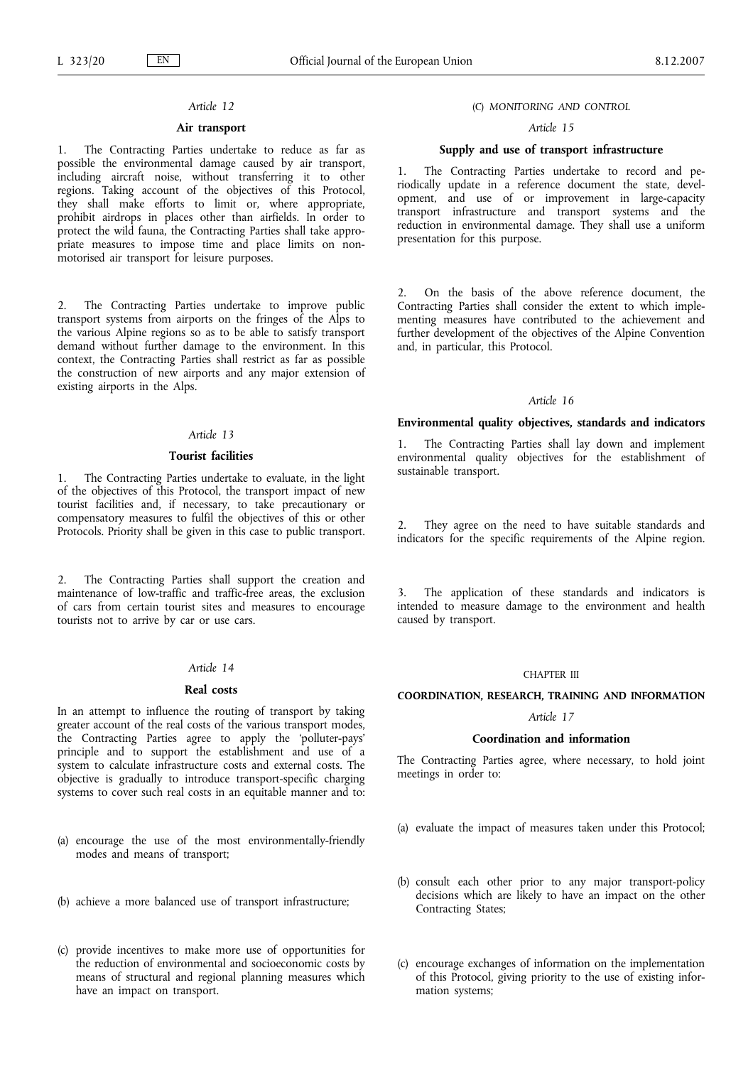*Article 12*

**Air transport**

1. The Contracting Parties undertake to reduce as far as possible the environmental damage caused by air transport, including aircraft noise, without transferring it to other regions. Taking account of the objectives of this Protocol, they shall make efforts to limit or, where appropriate, prohibit airdrops in places other than airfields. In order to protect the wild fauna, the Contracting Parties shall take appropriate measures to impose time and place limits on non-motorised air transport for leisure purposes.

2. The Contracting Parties undertake to improve public transport systems from airports on the fringes of the Alps to the various Alpine regions so as to be able to satisfy transport demand without further damage to the environment. In this context, the Contracting Parties shall restrict as far as possible the construction of new airports and any major extension of existing airports in the Alps.

*Article 13*

**Tourist facilities**

1. The Contracting Parties undertake to evaluate, in the light of the objectives of this Protocol, the transport impact of new tourist facilities and, if necessary, to take precautionary or compensatory measures to fulfil the objectives of this or other Protocols. Priority shall be given in this case to public transport.

2. The Contracting Parties shall support the creation and maintenance of low-traffic and traffic-free areas, the exclusion of cars from certain tourist sites and measures to encourage tourists not to arrive by car or use cars.

*Article 14*

**Real costs**

In an attempt to influence the routing of transport by taking greater account of the real costs of the various transport modes, the Contracting Parties agree to apply the 'polluter-pays' principle and to support the establishment and use of a system to calculate infrastructure costs and external costs. The objective is gradually to introduce transport-specific charging systems to cover such real costs in an equitable manner and to:

(a) encourage the use of the most environmentally-friendly modes and means of transport;

(b) achieve a more balanced use of transport infrastructure;

(c) provide incentives to make more use of opportunities for the reduction of environmental and socioeconomic costs by means of structural and regional planning measures which have an impact on transport.

(C) *MONITORING AND CONTROL*

*Article 15*

**Supply and use of transport infrastructure**

1. The Contracting Parties undertake to record and periodically update in a reference document the state, development, and use of or improvement in large-capacity transport infrastructure and transport systems and the reduction in environmental damage. They shall use a uniform presentation for this purpose.

2. On the basis of the above reference document, the Contracting Parties shall consider the extent to which implementing measures have contributed to the achievement and further development of the objectives of the Alpine Convention and, in particular, this Protocol.

*Article 16*

**Environmental quality objectives, standards and indicators**

1. The Contracting Parties shall lay down and implement environmental quality objectives for the establishment of sustainable transport.

2. They agree on the need to have suitable standards and indicators for the specific requirements of the Alpine region.

3. The application of these standards and indicators is intended to measure damage to the environment and health caused by transport.

CHAPTER III

**COORDINATION, RESEARCH, TRAINING AND INFORMATION**

*Article 17*

**Coordination and information**

The Contracting Parties agree, where necessary, to hold joint meetings in order to:

(a) evaluate the impact of measures taken under this Protocol;

(b) consult each other prior to any major transport-policy decisions which are likely to have an impact on the other Contracting States;

(c) encourage exchanges of information on the implementation of this Protocol, giving priority to the use of existing information systems;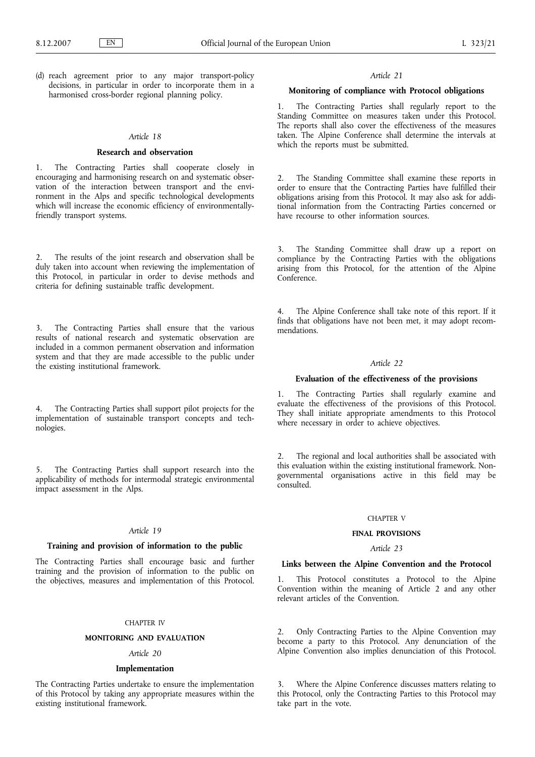(d) reach agreement prior to any major transport-policy decisions, in particular in order to incorporate them in a harmonised cross-border regional planning policy.

*Article 18*

**Research and observation**

1. The Contracting Parties shall cooperate closely in encouraging and harmonising research on and systematic observation of the interaction between transport and the environment in the Alps and specific technological developments which will increase the economic efficiency of environmentally-friendly transport systems.

2. The results of the joint research and observation shall be duly taken into account when reviewing the implementation of this Protocol, in particular in order to devise methods and criteria for defining sustainable traffic development.

3. The Contracting Parties shall ensure that the various results of national research and systematic observation are included in a common permanent observation and information system and that they are made accessible to the public under the existing institutional framework.

4. The Contracting Parties shall support pilot projects for the implementation of sustainable transport concepts and technologies.

5. The Contracting Parties shall support research into the applicability of methods for intermodal strategic environmental impact assessment in the Alps.

*Article 19*

**Training and provision of information to the public**

The Contracting Parties shall encourage basic and further training and the provision of information to the public on the objectives, measures and implementation of this Protocol.

## CHAPTER IV

## MONITORING AND EVALUATION

*Article 20*

**Implementation**

The Contracting Parties undertake to ensure the implementation of this Protocol by taking any appropriate measures within the existing institutional framework.

*Article 21*

**Monitoring of compliance with Protocol obligations**

1. The Contracting Parties shall regularly report to the Standing Committee on measures taken under this Protocol. The reports shall also cover the effectiveness of the measures taken. The Alpine Conference shall determine the intervals at which the reports must be submitted.

2. The Standing Committee shall examine these reports in order to ensure that the Contracting Parties have fulfilled their obligations arising from this Protocol. It may also ask for additional information from the Contracting Parties concerned or have recourse to other information sources.

3. The Standing Committee shall draw up a report on compliance by the Contracting Parties with the obligations arising from this Protocol, for the attention of the Alpine Conference.

4. The Alpine Conference shall take note of this report. If it finds that obligations have not been met, it may adopt recommendations.

*Article 22*

**Evaluation of the effectiveness of the provisions**

1. The Contracting Parties shall regularly examine and evaluate the effectiveness of the provisions of this Protocol. They shall initiate appropriate amendments to this Protocol where necessary in order to achieve objectives.

2. The regional and local authorities shall be associated with this evaluation within the existing institutional framework. Non-governmental organisations active in this field may be consulted.

## CHAPTER V

## FINAL PROVISIONS

*Article 23*

**Links between the Alpine Convention and the Protocol**

1. This Protocol constitutes a Protocol to the Alpine Convention within the meaning of Article 2 and any other relevant articles of the Convention.

2. Only Contracting Parties to the Alpine Convention may become a party to this Protocol. Any denunciation of the Alpine Convention also implies denunciation of this Protocol.

3. Where the Alpine Conference discusses matters relating to this Protocol, only the Contracting Parties to this Protocol may take part in the vote.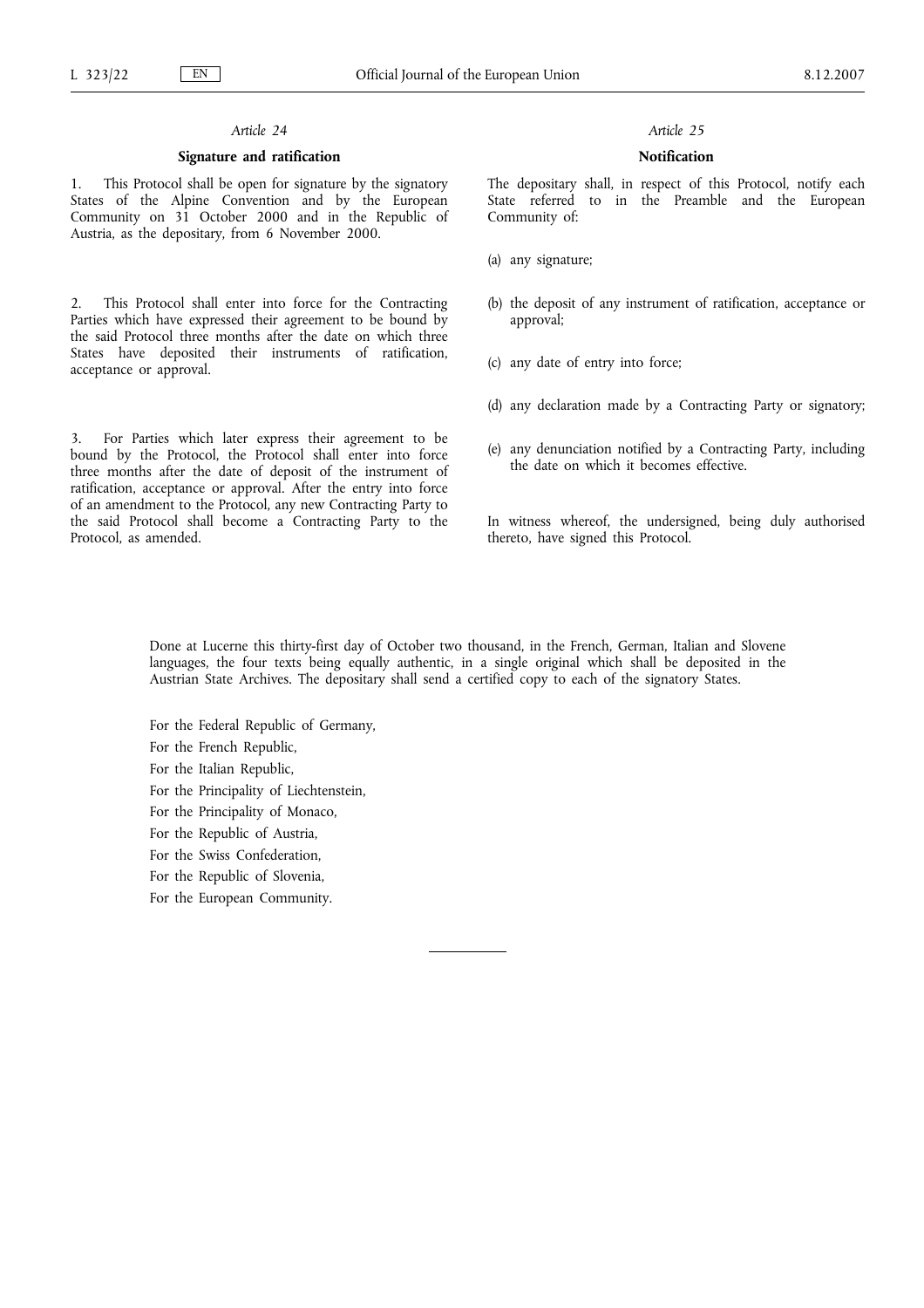*Article 24*

**Signature and ratification**

1. This Protocol shall be open for signature by the signatory States of the Alpine Convention and by the European Community on 31 October 2000 and in the Republic of Austria, as the depositary, from 6 November 2000.

2. This Protocol shall enter into force for the Contracting Parties which have expressed their agreement to be bound by the said Protocol three months after the date on which three States have deposited their instruments of ratification, acceptance or approval.

3. For Parties which later express their agreement to be bound by the Protocol, the Protocol shall enter into force three months after the date of deposit of the instrument of ratification, acceptance or approval. After the entry into force of an amendment to the Protocol, any new Contracting Party to the said Protocol shall become a Contracting Party to the Protocol, as amended.

*Article 25*

**Notification**

The depositary shall, in respect of this Protocol, notify each State referred to in the Preamble and the European Community of:

(a) any signature;

(b) the deposit of any instrument of ratification, acceptance or approval;

(c) any date of entry into force;

(d) any declaration made by a Contracting Party or signatory;

(e) any denunciation notified by a Contracting Party, including the date on which it becomes effective.

In witness whereof, the undersigned, being duly authorised thereto, have signed this Protocol.

Done at Lucerne this thirty-first day of October two thousand, in the French, German, Italian and Slovene languages, the four texts being equally authentic, in a single original which shall be deposited in the Austrian State Archives. The depositary shall send a certified copy to each of the signatory States.

For the Federal Republic of Germany,

For the French Republic,

For the Italian Republic,

For the Principality of Liechtenstein,

For the Principality of Monaco,

For the Republic of Austria,

For the Swiss Confederation,

For the Republic of Slovenia,

For the European Community.